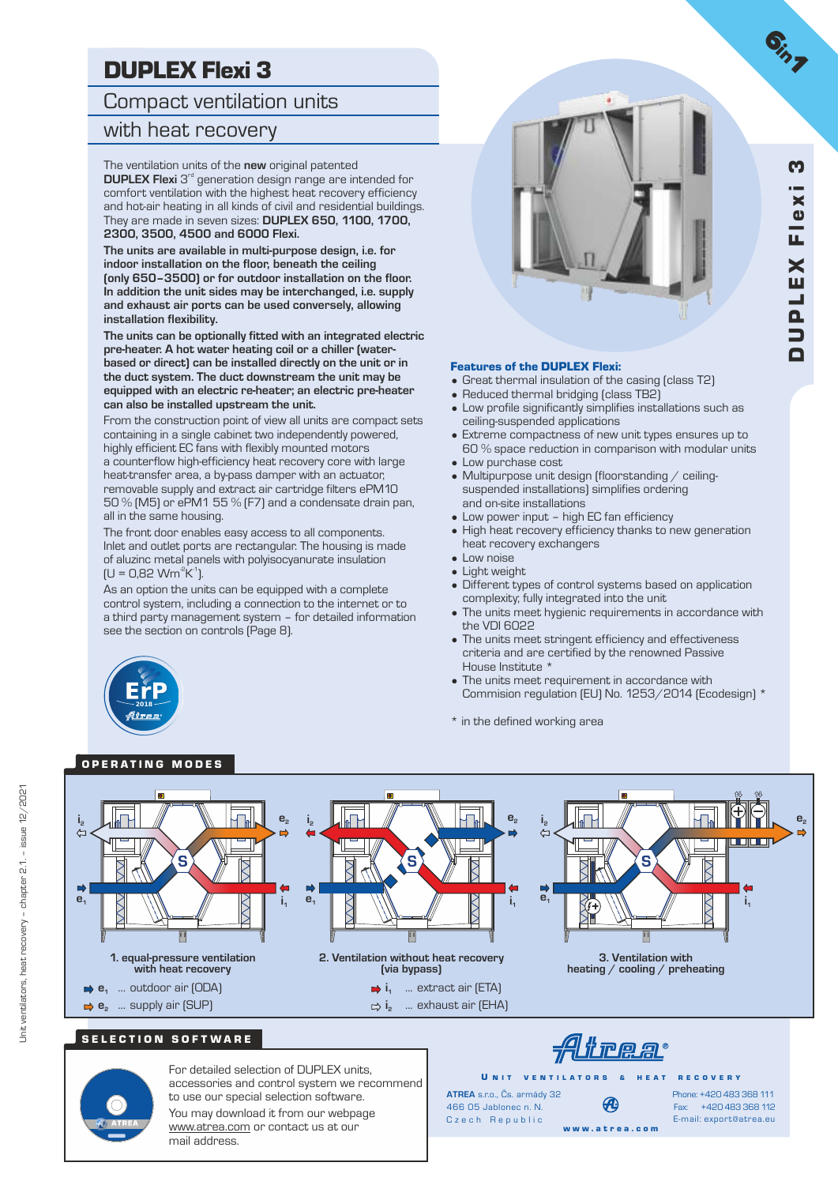# DUPLEX Flexi 3

## Compact ventilation units with heat recovery

The ventilation units of the **new** original patented **DUPLEX Flexi** 3[rd] generation design range are intended for comfort ventilation with the highest heat recovery efficiency and hot-air heating in all kinds of civil and residential buildings. They are made in seven sizes: **DUPLEX 650, 1100, 1700, 2300, 3500, 4500 and 6000 Flexi.**

**The units are available in multi-purpose design, i.e. for indoor installation on the floor, beneath the ceiling (only 650–3500) or for outdoor installation on the floor. In addition the unit sides may be interchanged, i.e. supply and exhaust air ports can be used conversely, allowing installation flexibility.**

**The units can be optionally fitted with an integrated electric pre-heater. A hot water heating coil or a chiller (water-based or direct) can be installed directly on the unit or in the duct system. The duct downstream the unit may be equipped with an electric re-heater; an electric pre-heater can also be installed upstream the unit.**

From the construction point of view all units are compact sets containing in a single cabinet two independently powered, highly efficient EC fans with flexibly mounted motors a counterflow high-efficiency heat recovery core with large heat-transfer area, a by-pass damper with an actuator, removable supply and extract air cartridge filters ePM10 50 % (M5) or ePM1 55 % (F7) and a condensate drain pan, all in the same housing.

The front door enables easy access to all components. Inlet and outlet ports are rectangular. The housing is made of aluzinc metal panels with polyisocyanurate insulation (U = 0,82 $Wm^{-2}K^{-1}$).

As an option the units can be equipped with a complete control system, including a connection to the internet or to a third party management system – for detailed information see the section on controls (Page 8).

### Features of the DUPLEX Flexi:

- Great thermal insulation of the casing (class T2)
- Reduced thermal bridging (class TB2)
- Low profile significantly simplifies installations such as ceiling-suspended applications
- Extreme compactness of new unit types ensures up to 60 % space reduction in comparison with modular units
- Low purchase cost
- Multipurpose unit design (floorstanding / ceiling-suspended installations) simplifies ordering and on-site installations
- Low power input – high EC fan efficiency
- High heat recovery efficiency thanks to new generation heat recovery exchangers
- Low noise
- Light weight
- Different types of control systems based on application complexity; fully integrated into the unit
- The units meet hygienic requirements in accordance with the VDI 6022
- The units meet stringent efficiency and effectiveness criteria and are certified by the renowned Passive House Institute *
- The units meet requirement in accordance with Commision regulation (EU) No. 1253/2014 (Ecodesign) *

\* in the defined working area

## OPERATING MODES

1. equal-pressure ventilation with heat recovery
2. Ventilation without heat recovery (via bypass)
3. Ventilation with heating / cooling / preheating

$e_1$ ... outdoor air (ODA)
$e_2$ ... supply air (SUP)
$i_1$ ... extract air (ETA)
$i_2$ ... exhaust air (EHA)

## SELECTION SOFTWARE

For detailed selection of DUPLEX units, accessories and control system we recommend to use our special selection software.
You may download it from our webpage www.atrea.com or contact us at our mail address.

Atrea®
UNIT VENTILATORS & HEAT RECOVERY

ATREA s.r.o., Čs. armády 32
466 05 Jablonec n. N.
Czech Republic

Phone: +420 483 368 111
Fax: +420 483 368 112
E-mail: export@atrea.eu

www.atrea.com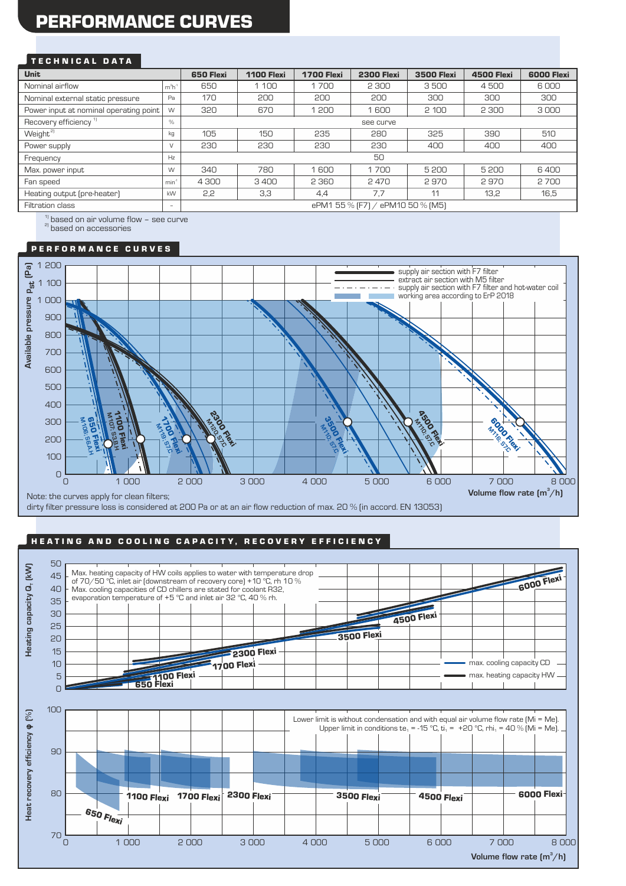# PERFORMANCE CURVES

## TECHNICAL DATA

| Unit | | 650 Flexi | 1100 Flexi | 1700 Flexi | 2300 Flexi | 3500 Flexi | 4500 Flexi | 6000 Flexi |
|---|---|---|---|---|---|---|---|---|
| Nominal airflow | $m^3h^{-1}$ | 650 | 1 100 | 1 700 | 2 300 | 3 500 | 4 500 | 6 000 |
| Nominal external static pressure | Pa | 170 | 200 | 200 | 200 | 300 | 300 | 300 |
| Power input at nominal operating point | W | 320 | 670 | 1 200 | 1 600 | 2 100 | 2 300 | 3 000 |
| Recovery efficiency [1] | % | see curve | | | | | | |
| Weight [2] | kg | 105 | 150 | 235 | 280 | 325 | 390 | 510 |
| Power supply | V | 230 | 230 | 230 | 230 | 400 | 400 | 400 |
| Frequency | Hz | 50 | | | | | | |
| Max. power input | W | 340 | 780 | 1 600 | 1 700 | 5 200 | 5 200 | 6 400 |
| Fan speed | $min^{-1}$ | 4 300 | 3 400 | 2 360 | 2 470 | 2 970 | 2 970 | 2 700 |
| Heating output (pre-heater) | kW | 2,2 | 3,3 | 4,4 | 7,7 | 11 | 13,2 | 16,5 |
| Filtration class | – | ePM1 55 % (F7) / ePM10 50 % (M5) | | | | | | |

[1] based on air volume flow – see curve
[2] based on accessories

## PERFORMANCE CURVES

Note: the curves apply for clean filters;
dirty filter pressure loss is considered at 200 Pa or at an air flow reduction of max. 20 % (in accord. EN 13053)

## HEATING AND COOLING CAPACITY, RECOVERY EFFICIENCY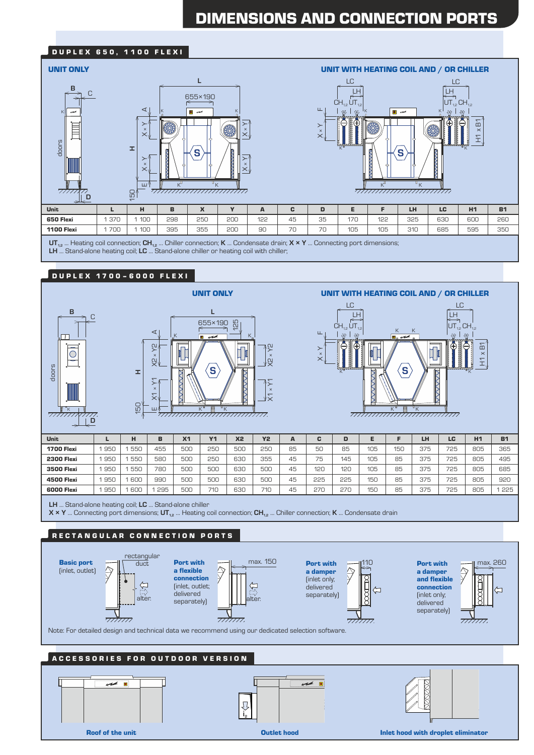# DIMENSIONS AND CONNECTION PORTS

## DUPLEX 650, 1100 FLEXI

**UNIT ONLY**

**UNIT WITH HEATING COIL AND / OR CHILLER**

| Unit | L | H | B | X | Y | A | C | D | E | F | LH | LC | H1 | B1 |
|---|---|---|---|---|---|---|---|---|---|---|---|---|---|---|
| **650 Flexi** | 1 370 | 1 100 | 298 | 250 | 200 | 122 | 45 | 35 | 170 | 122 | 325 | 630 | 600 | 260 |
| **1100 Flexi** | 1 700 | 1 100 | 395 | 355 | 200 | 90 | 70 | 70 | 105 | 105 | 310 | 685 | 595 | 350 |

**$UT_{1,2}$** ... Heating coil connection; **$CH_{1,2}$** ... Chiller connection; **K** ... Condensate drain; **X × Y** ... Connecting port dimensions;
**LH** ... Stand-alone heating coil; **LC** ... Stand-alone chiller or heating coil with chiller;

## DUPLEX 1700–6000 FLEXI

**UNIT ONLY**

**UNIT WITH HEATING COIL AND / OR CHILLER**

| Unit | L | H | B | X1 | Y1 | X2 | Y2 | A | C | D | E | F | LH | LC | H1 | B1 |
|---|---|---|---|---|---|---|---|---|---|---|---|---|---|---|---|---|
| **1700 Flexi** | 1 950 | 1 550 | 455 | 500 | 250 | 500 | 250 | 85 | 50 | 85 | 105 | 150 | 375 | 725 | 805 | 365 |
| **2300 Flexi** | 1 950 | 1 550 | 580 | 500 | 250 | 630 | 355 | 45 | 75 | 145 | 105 | 85 | 375 | 725 | 805 | 495 |
| **3500 Flexi** | 1 950 | 1 550 | 780 | 500 | 500 | 630 | 500 | 45 | 120 | 120 | 105 | 85 | 375 | 725 | 805 | 685 |
| **4500 Flexi** | 1 950 | 1 600 | 990 | 500 | 500 | 630 | 500 | 45 | 225 | 225 | 150 | 85 | 375 | 725 | 805 | 920 |
| **6000 Flexi** | 1 950 | 1 600 | 1 295 | 500 | 710 | 630 | 710 | 45 | 270 | 270 | 150 | 85 | 375 | 725 | 805 | 1 225 |

**LH** ... Stand-alone heating coil; **LC** ... Stand-alone chiller
**X × Y** ... Connecting port dimensions; **$UT_{1,2}$** ... Heating coil connection; **$CH_{1,2}$** ... Chiller connection; **K** ... Condensate drain

## RECTANGULAR CONNECTION PORTS

**Basic port** (inlet, outlet) – rectangular duct, alter.

**Port with a flexible connection** (inlet, outlet; delivered separately) – max. 150, alter.

**Port with a damper** (inlet only; delivered separately) – 110

**Port with a damper and flexible connection** (inlet only; delivered separately) – max. 260

Note: For detailed design and technical data we recommend using our dedicated selection software.

## ACCESSORIES FOR OUTDOOR VERSION

**Roof of the unit**

**Outlet hood**

**Inlet hood with droplet eliminator**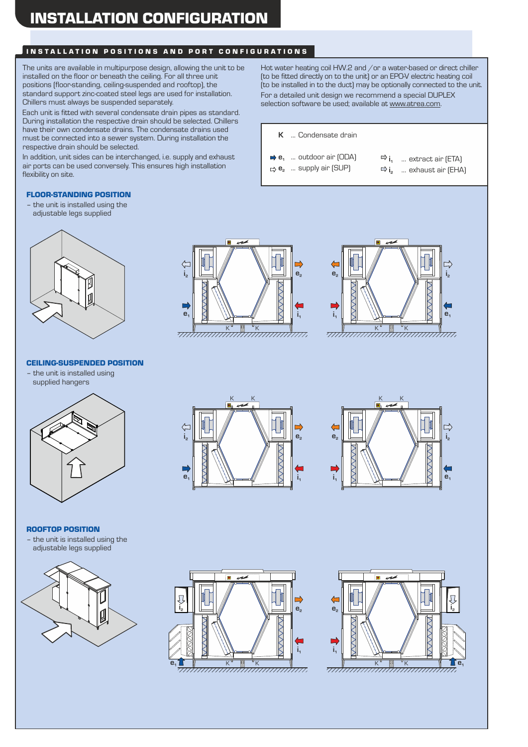# INSTALLATION CONFIGURATION

## INSTALLATION POSITIONS AND PORT CONFIGURATIONS

The units are available in multipurpose design, allowing the unit to be installed on the floor or beneath the ceiling. For all three unit positions (floor-standing, ceiling-suspended and rooftop), the standard support zinc-coated steel legs are used for installation. Chillers must always be suspended separately.

Each unit is fitted with several condensate drain pipes as standard. During installation the respective drain should be selected. Chillers have their own condensate drains. The condensate drains used must be connected into a sewer system. During installation the respective drain should be selected.

In addition, unit sides can be interchanged, i.e. supply and exhaust air ports can be used conversely. This ensures high installation flexibility on site.

Hot water heating coil HW.2 and / or a water-based or direct chiller (to be fitted directly on to the unit) or an EPO-V electric heating coil (to be installed in to the duct) may be optionally connected to the unit.

For a detailed unit design we recommend a special DUPLEX selection software be used; available at www.atrea.com.

**K** ... Condensate drain

$e_1$ ... outdoor air (ODA)
$e_2$ ... supply air (SUP)
$i_1$ ... extract air (ETA)
$i_2$ ... exhaust air (EHA)

### FLOOR-STANDING POSITION

– the unit is installed using the adjustable legs supplied

### CEILING-SUSPENDED POSITION

– the unit is installed using supplied hangers

### ROOFTOP POSITION

– the unit is installed using the adjustable legs supplied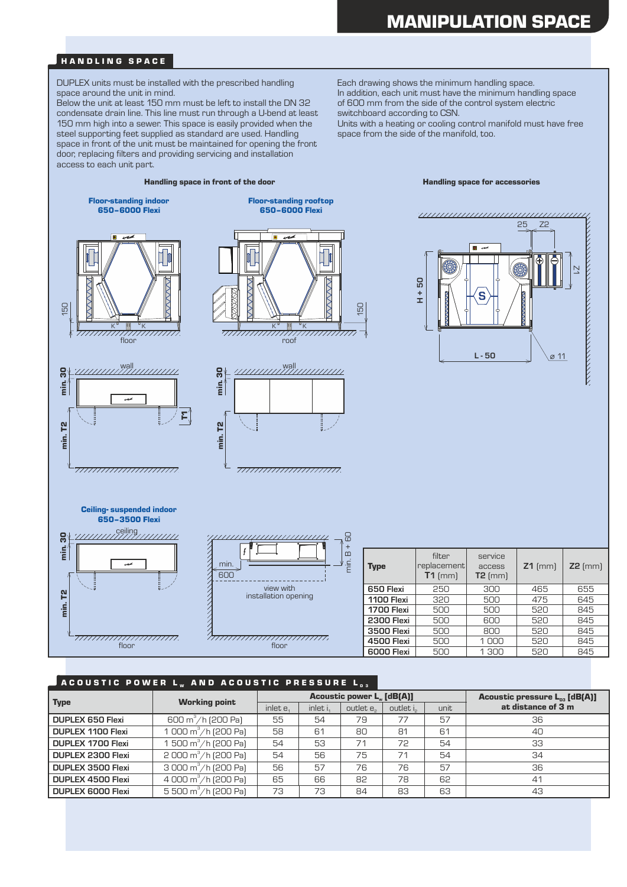# MANIPULATION SPACE

## HANDLING SPACE

DUPLEX units must be installed with the prescribed handling space around the unit in mind.
Below the unit at least 150 mm must be left to install the DN 32 condensate drain line. This line must run through a U-bend at least 150 mm high into a sewer. This space is easily provided when the steel supporting feet supplied as standard are used. Handling space in front of the unit must be maintained for opening the front door, replacing filters and providing servicing and installation access to each unit part.

Each drawing shows the minimum handling space.
In addition, each unit must have the minimum handling space of 600 mm from the side of the control system electric switchboard according to CSN.
Units with a heating or cooling control manifold must have free space from the side of the manifold, too.

### Handling space in front of the door

**Floor-standing indoor 650–6000 Flexi**

**Floor-standing rooftop 650–6000 Flexi**

**Ceiling- suspended indoor 650–3500 Flexi**

### Handling space for accessories

| Type | filter replacement T1 (mm) | service access T2 (mm) | Z1 (mm) | Z2 (mm) |
|---|---|---|---|---|
| 650 Flexi | 250 | 300 | 465 | 655 |
| 1100 Flexi | 320 | 500 | 475 | 645 |
| 1700 Flexi | 500 | 500 | 520 | 845 |
| 2300 Flexi | 500 | 600 | 520 | 845 |
| 3500 Flexi | 500 | 800 | 520 | 845 |
| 4500 Flexi | 500 | 1 000 | 520 | 845 |
| 6000 Flexi | 500 | 1 300 | 520 | 845 |

## ACOUSTIC POWER $L_W$ AND ACOUSTIC PRESSURE $L_{P3}$

| Type | Working point | Acoustic power $L_W$ [dB(A)] | | | | | Acoustic pressure $L_{P3}$ [dB(A)] at distance of 3 m |
|---|---|---|---|---|---|---|---|
| | | inlet $e_1$ | inlet $i_1$ | outlet $e_2$ | outlet $i_2$ | unit | |
| DUPLEX 650 Flexi | 600 m³/h (200 Pa) | 55 | 54 | 79 | 77 | 57 | 36 |
| DUPLEX 1100 Flexi | 1 000 m³/h (200 Pa) | 58 | 61 | 80 | 81 | 61 | 40 |
| DUPLEX 1700 Flexi | 1 500 m³/h (200 Pa) | 54 | 53 | 71 | 72 | 54 | 33 |
| DUPLEX 2300 Flexi | 2 000 m³/h (200 Pa) | 54 | 56 | 75 | 71 | 54 | 34 |
| DUPLEX 3500 Flexi | 3 000 m³/h (200 Pa) | 56 | 57 | 76 | 76 | 57 | 36 |
| DUPLEX 4500 Flexi | 4 000 m³/h (200 Pa) | 65 | 66 | 82 | 78 | 62 | 41 |
| DUPLEX 6000 Flexi | 5 500 m³/h (200 Pa) | 73 | 73 | 84 | 83 | 63 | 43 |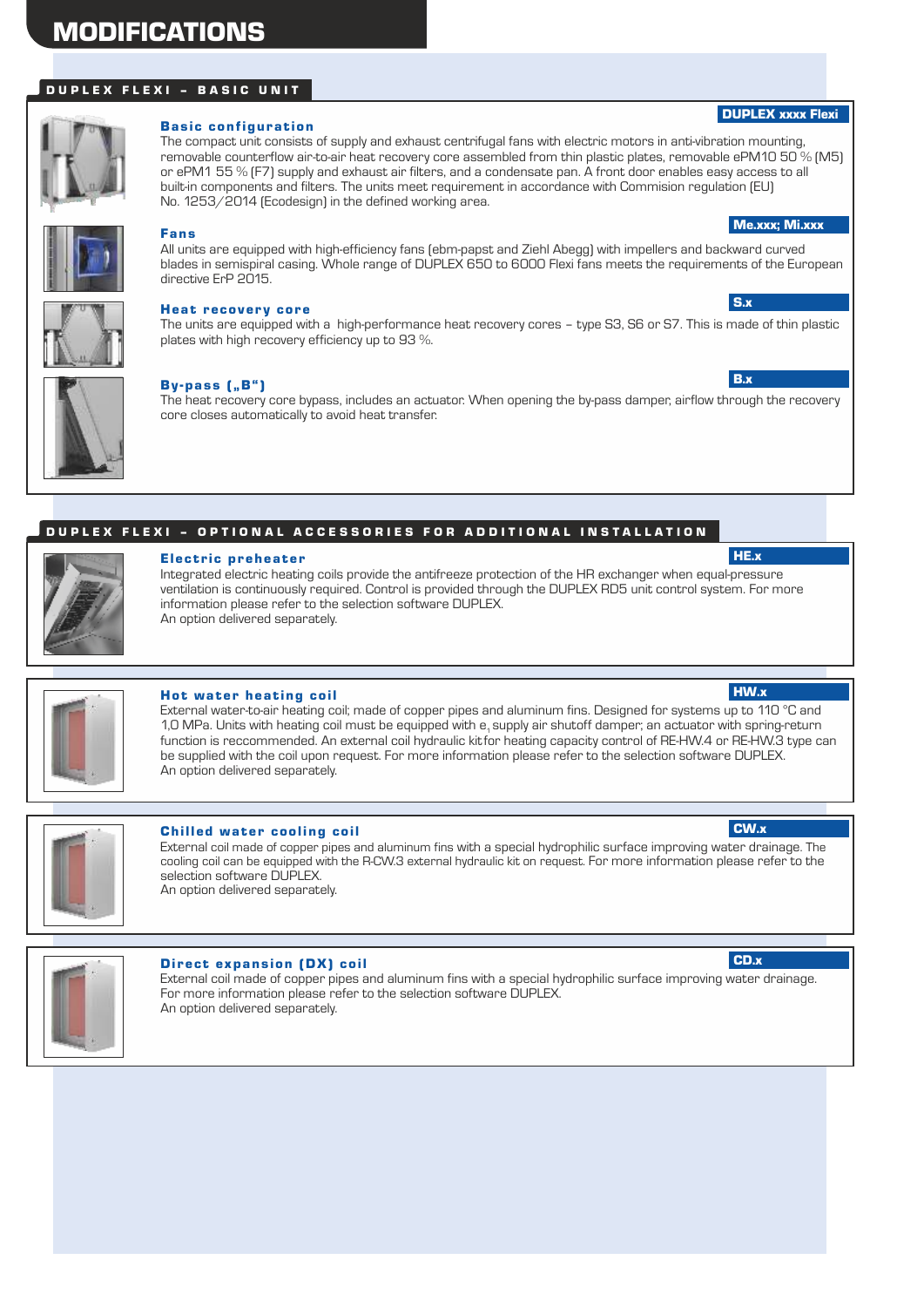# MODIFICATIONS

## DUPLEX FLEXI – BASIC UNIT

### Basic configuration

**DUPLEX xxxx Flexi**

The compact unit consists of supply and exhaust centrifugal fans with electric motors in anti-vibration mounting, removable counterflow air-to-air heat recovery core assembled from thin plastic plates, removable ePM10 50 % (M5) or ePM1 55 % (F7) supply and exhaust air filters, and a condensate pan. A front door enables easy access to all built-in components and filters. The units meet requirement in accordance with Commision regulation (EU) No. 1253/2014 (Ecodesign) in the defined working area.

### Fans

**Me.xxx; Mi.xxx**

All units are equipped with high-efficiency fans (ebm-papst and Ziehl Abegg) with impellers and backward curved blades in semispiral casing. Whole range of DUPLEX 650 to 6000 Flexi fans meets the requirements of the European directive ErP 2015.

### Heat recovery core

**S.x**

The units are equipped with a high-performance heat recovery cores – type S3, S6 or S7. This is made of thin plastic plates with high recovery efficiency up to 93 %.

### By-pass („B“)

**B.x**

The heat recovery core bypass, includes an actuator. When opening the by-pass damper, airflow through the recovery core closes automatically to avoid heat transfer.

## DUPLEX FLEXI – OPTIONAL ACCESSORIES FOR ADDITIONAL INSTALLATION

### Electric preheater

**HE.x**

Integrated electric heating coils provide the antifreeze protection of the HR exchanger when equal-pressure ventilation is continuously required. Control is provided through the DUPLEX RD5 unit control system. For more information please refer to the selection software DUPLEX.
An option delivered separately.

### Hot water heating coil

**HW.x**

External water-to-air heating coil; made of copper pipes and aluminum fins. Designed for systems up to 110 °C and 1,0 MPa. Units with heating coil must be equipped with e, supply air shutoff damper; an actuator with spring-return function is reccommended. An external coil hydraulic kit for heating capacity control of RE-HW.4 or RE-HW.3 type can be supplied with the coil upon request. For more information please refer to the selection software DUPLEX.
An option delivered separately.

### Chilled water cooling coil

**CW.x**

External coil made of copper pipes and aluminum fins with a special hydrophilic surface improving water drainage. The cooling coil can be equipped with the R-CW.3 external hydraulic kit on request. For more information please refer to the selection software DUPLEX.
An option delivered separately.

### Direct expansion (DX) coil

**CD.x**

External coil made of copper pipes and aluminum fins with a special hydrophilic surface improving water drainage. For more information please refer to the selection software DUPLEX.
An option delivered separately.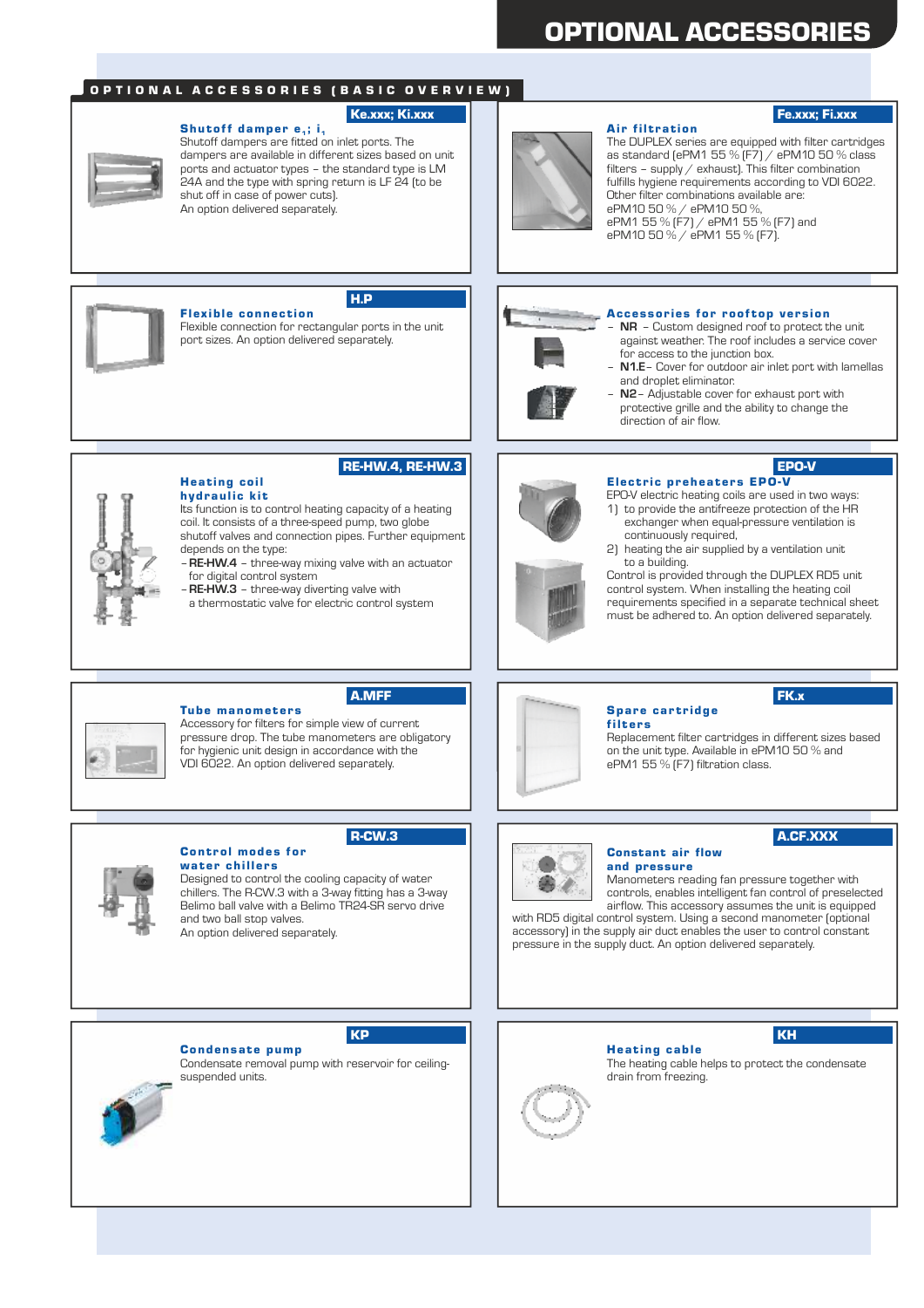# OPTIONAL ACCESSORIES

## OPTIONAL ACCESSORIES (BASIC OVERVIEW)

### Shutoff damper $e_1$; $i_1$

**Ke.xxx; Ki.xxx**

Shutoff dampers are fitted on inlet ports. The dampers are available in different sizes based on unit ports and actuator types – the standard type is LM 24A and the type with spring return is LF 24 (to be shut off in case of power cuts).
An option delivered separately.

### Air filtration

**Fe.xxx; Fi.xxx**

The DUPLEX series are equipped with filter cartridges as standard (ePM1 55 % (F7) / ePM10 50 % class filters – supply / exhaust). This filter combination fulfills hygiene requirements according to VDI 6022.
Other filter combinations available are:
ePM10 50 % / ePM10 50 %,
ePM1 55 % (F7) / ePM1 55 % (F7) and
ePM10 50 % / ePM1 55 % (F7).

### Flexible connection

**H.P**

Flexible connection for rectangular ports in the unit port sizes. An option delivered separately.

### Accessories for rooftop version

- **NR** – Custom designed roof to protect the unit against weather. The roof includes a service cover for access to the junction box.
- **N1.E** – Cover for outdoor air inlet port with lamellas and droplet eliminator.
- **N2** – Adjustable cover for exhaust port with protective grille and the ability to change the direction of air flow.

### Heating coil hydraulic kit

**RE-HW.4, RE-HW.3**

Its function is to control heating capacity of a heating coil. It consists of a three-speed pump, two globe shutoff valves and connection pipes. Further equipment depends on the type:
- **RE-HW.4** – three-way mixing valve with an actuator for digital control system
- **RE-HW.3** – three-way diverting valve with a thermostatic valve for electric control system

### Electric preheaters EPO-V

**EPO-V**

EPO-V electric heating coils are used in two ways:
1) to provide the antifreeze protection of the HR exchanger when equal-pressure ventilation is continuously required,
2) heating the air supplied by a ventilation unit to a building.

Control is provided through the DUPLEX RD5 unit control system. When installing the heating coil requirements specified in a separate technical sheet must be adhered to. An option delivered separately.

### Tube manometers

**A.MFF**

Accessory for filters for simple view of current pressure drop. The tube manometers are obligatory for hygienic unit design in accordance with the VDI 6022. An option delivered separately.

### Spare cartridge filters

**FK.x**

Replacement filter cartridges in different sizes based on the unit type. Available in ePM10 50 % and ePM1 55 % (F7) filtration class.

### Control modes for water chillers

**R-CW.3**

Designed to control the cooling capacity of water chillers. The R-CW.3 with a 3-way fitting has a 3-way Belimo ball valve with a Belimo TR24-SR servo drive and two ball stop valves.
An option delivered separately.

### Constant air flow and pressure

**A.CF.XXX**

Manometers reading fan pressure together with controls, enables intelligent fan control of preselected airflow. This accessory assumes the unit is equipped with RD5 digital control system. Using a second manometer (optional accessory) in the supply air duct enables the user to control constant pressure in the supply duct. An option delivered separately.

### Condensate pump

**KP**

Condensate removal pump with reservoir for ceiling-suspended units.

### Heating cable

**KH**

The heating cable helps to protect the condensate drain from freezing.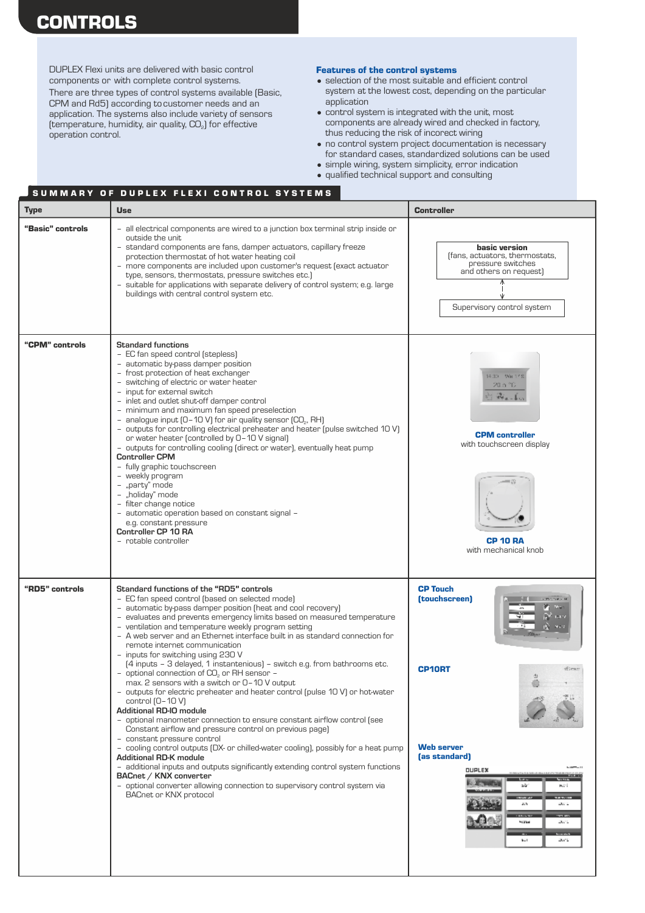# CONTROLS

DUPLEX Flexi units are delivered with basic control components or with complete control systems.
There are three types of control systems available (Basic, CPM and Rd5) according to customer needs and an application. The systems also include variety of sensors (temperature, humidity, air quality, $CO_2$) for effective operation control.

**Features of the control systems**

- selection of the most suitable and efficient control system at the lowest cost, depending on the particular application
- control system is integrated with the unit, most components are already wired and checked in factory, thus reducing the risk of incorect wiring
- no control system project documentation is necessary for standard cases, standardized solutions can be used
- simple wiring, system simplicity, error indication
- qualified technical support and consulting

## SUMMARY OF DUPLEX FLEXI CONTROL SYSTEMS

| Type | Use | Controller |
|---|---|---|
| **"Basic" controls** | – all electrical components are wired to a junction box terminal strip inside or outside the unit<br>– standard components are fans, damper actuators, capillary freeze protection thermostat of hot water heating coil<br>– more components are included upon customer's request (exact actuator type, sensors, thermostats, pressure switches etc.)<br>– suitable for applications with separate delivery of control system; e.g. large buildings with central control system etc. | **basic version**<br>(fans, actuators, thermostats, pressure switches and others on request)<br>↕<br>Supervisory control system |
| **"CPM" controls** | **Standard functions**<br>– EC fan speed control (stepless)<br>– automatic by-pass damper position<br>– frost protection of heat exchanger<br>– switching of electric or water heater<br>– input for external switch<br>– inlet and outlet shut-off damper control<br>– minimum and maximum fan speed preselection<br>– analogue input (0–10 V) for air quality sensor ($CO_2$, RH)<br>– outputs for controlling electrical preheater and heater (pulse switched 10 V) or water heater (controlled by 0–10 V signal)<br>– outputs for controlling cooling (direct or water), eventually heat pump<br>**Controller CPM**<br>– fully graphic touchscreen<br>– weekly program<br>– „party" mode<br>– „holiday" mode<br>– filter change notice<br>– automatic operation based on constant signal – e.g. constant pressure<br>**Controller CP 10 RA**<br>– rotable controller | **CPM controller**<br>with touchscreen display<br><br>**CP 10 RA**<br>with mechanical knob |
| **"RD5" controls** | **Standard functions of the "RD5" controls**<br>– EC fan speed control (based on selected mode)<br>– automatic by-pass damper position (heat and cool recovery)<br>– evaluates and prevents emergency limits based on measured temperature<br>– ventilation and temperature weekly program setting<br>– A web server and an Ethernet interface built in as standard connection for remote internet communication<br>– inputs for switching using 230 V (4 inputs – 3 delayed, 1 instantenious) – switch e.g. from bathrooms etc.<br>– optional connection of $CO_2$ or RH sensor – max. 2 sensors with a switch or 0–10 V output<br>– outputs for electric preheater and heater control (pulse 10 V) or hot-water control (0–10 V)<br>**Additional RD-IO module**<br>– optional manometer connection to ensure constant airflow control (see Constant airflow and pressure control on previous page)<br>– constant pressure control<br>– cooling control outputs (DX- or chilled-water cooling), possibly for a heat pump<br>**Additional RD-K module**<br>– additional inputs and outputs significantly extending control system functions<br>**BACnet / KNX converter**<br>– optional converter allowing connection to supervisory control system via BACnet or KNX protocol | **CP Touch (touchscreen)**<br><br>**CP10RT**<br><br>**Web server (as standard)** |